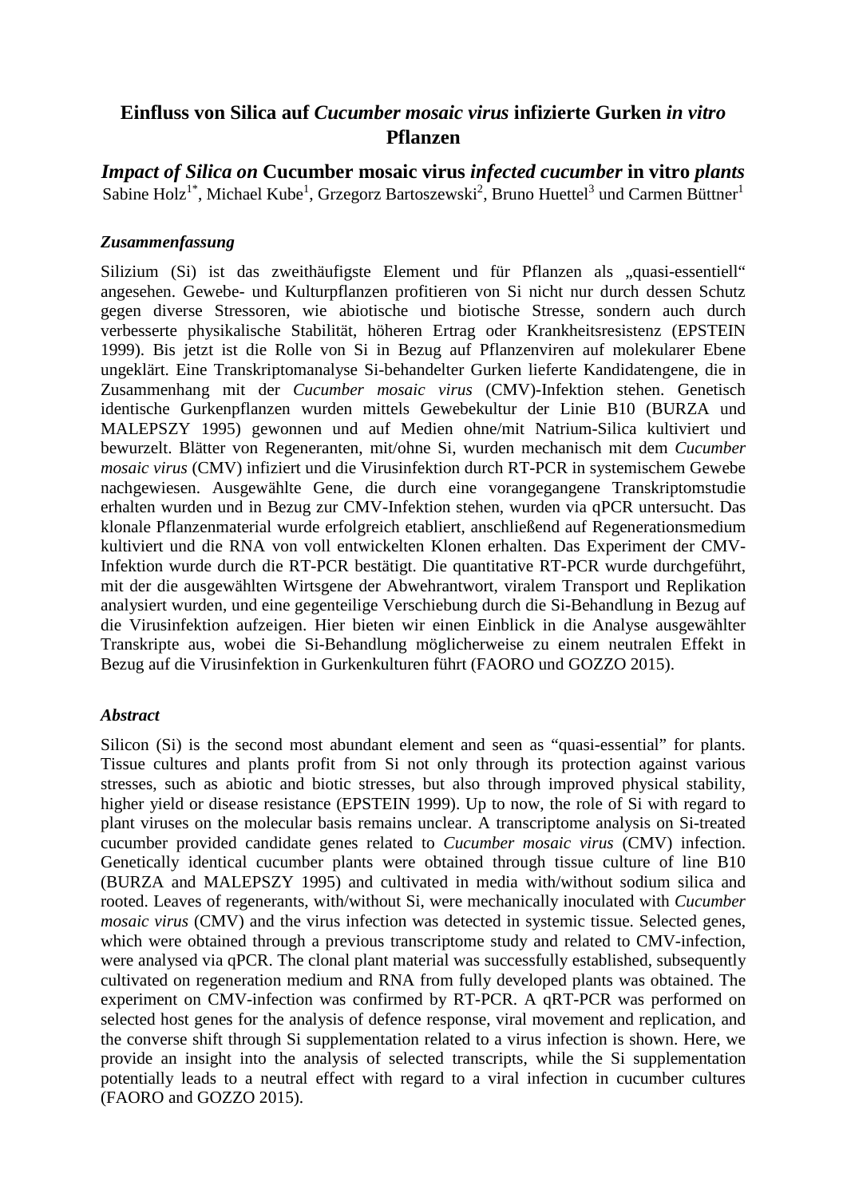# Einfluss von Silica auf *Cucumber mosaic virus* infizierte Gurken *in vitro* Pflanzen

## *Impact of Silica on* Cucumber mosaic virus *infected cucumber* in vitro *plants*

Sabine Holz[1*], Michael Kube[1], Grzegorz Bartoszewski[2], Bruno Huettel[3] und Carmen Büttner[1]

### *Zusammenfassung*

Silizium (Si) ist das zweithäufigste Element und für Pflanzen als „quasi-essentiell" angesehen. Gewebe- und Kulturpflanzen profitieren von Si nicht nur durch dessen Schutz gegen diverse Stressoren, wie abiotische und biotische Stresse, sondern auch durch verbesserte physikalische Stabilität, höheren Ertrag oder Krankheitsresistenz (EPSTEIN 1999). Bis jetzt ist die Rolle von Si in Bezug auf Pflanzenviren auf molekularer Ebene ungeklärt. Eine Transkriptomanalyse Si-behandelter Gurken lieferte Kandidatengene, die in Zusammenhang mit der *Cucumber mosaic virus* (CMV)-Infektion stehen. Genetisch identische Gurkenpflanzen wurden mittels Gewebekultur der Linie B10 (BURZA und MALEPSZY 1995) gewonnen und auf Medien ohne/mit Natrium-Silica kultiviert und bewurzelt. Blätter von Regeneranten, mit/ohne Si, wurden mechanisch mit dem *Cucumber mosaic virus* (CMV) infiziert und die Virusinfektion durch RT-PCR in systemischem Gewebe nachgewiesen. Ausgewählte Gene, die durch eine vorangegangene Transkriptomstudie erhalten wurden und in Bezug zur CMV-Infektion stehen, wurden via qPCR untersucht. Das klonale Pflanzenmaterial wurde erfolgreich etabliert, anschließend auf Regenerationsmedium kultiviert und die RNA von voll entwickelten Klonen erhalten. Das Experiment der CMV-Infektion wurde durch die RT-PCR bestätigt. Die quantitative RT-PCR wurde durchgeführt, mit der die ausgewählten Wirtsgene der Abwehrantwort, viralem Transport und Replikation analysiert wurden, und eine gegenteilige Verschiebung durch die Si-Behandlung in Bezug auf die Virusinfektion aufzeigen. Hier bieten wir einen Einblick in die Analyse ausgewählter Transkripte aus, wobei die Si-Behandlung möglicherweise zu einem neutralen Effekt in Bezug auf die Virusinfektion in Gurkenkulturen führt (FAORO und GOZZO 2015).

### *Abstract*

Silicon (Si) is the second most abundant element and seen as "quasi-essential" for plants. Tissue cultures and plants profit from Si not only through its protection against various stresses, such as abiotic and biotic stresses, but also through improved physical stability, higher yield or disease resistance (EPSTEIN 1999). Up to now, the role of Si with regard to plant viruses on the molecular basis remains unclear. A transcriptome analysis on Si-treated cucumber provided candidate genes related to *Cucumber mosaic virus* (CMV) infection. Genetically identical cucumber plants were obtained through tissue culture of line B10 (BURZA and MALEPSZY 1995) and cultivated in media with/without sodium silica and rooted. Leaves of regenerants, with/without Si, were mechanically inoculated with *Cucumber mosaic virus* (CMV) and the virus infection was detected in systemic tissue. Selected genes, which were obtained through a previous transcriptome study and related to CMV-infection, were analysed via qPCR. The clonal plant material was successfully established, subsequently cultivated on regeneration medium and RNA from fully developed plants was obtained. The experiment on CMV-infection was confirmed by RT-PCR. A qRT-PCR was performed on selected host genes for the analysis of defence response, viral movement and replication, and the converse shift through Si supplementation related to a virus infection is shown. Here, we provide an insight into the analysis of selected transcripts, while the Si supplementation potentially leads to a neutral effect with regard to a viral infection in cucumber cultures (FAORO and GOZZO 2015).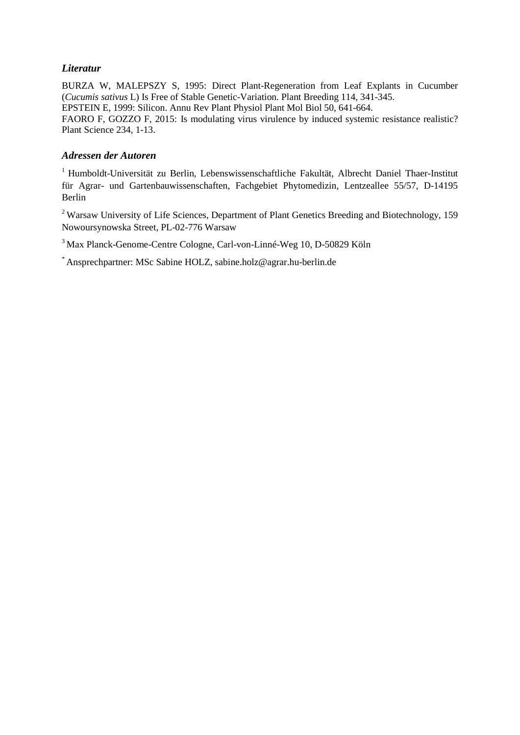### *Literatur*

BURZA W, MALEPSZY S, 1995: Direct Plant-Regeneration from Leaf Explants in Cucumber (*Cucumis sativus* L) Is Free of Stable Genetic-Variation. Plant Breeding 114, 341-345.
EPSTEIN E, 1999: Silicon. Annu Rev Plant Physiol Plant Mol Biol 50, 641-664.
FAORO F, GOZZO F, 2015: Is modulating virus virulence by induced systemic resistance realistic? Plant Science 234, 1-13.

### *Adressen der Autoren*

[1] Humboldt-Universität zu Berlin, Lebenswissenschaftliche Fakultät, Albrecht Daniel Thaer-Institut für Agrar- und Gartenbauwissenschaften, Fachgebiet Phytomedizin, Lentzeallee 55/57, D-14195 Berlin

[2] Warsaw University of Life Sciences, Department of Plant Genetics Breeding and Biotechnology, 159 Nowoursynowska Street, PL-02-776 Warsaw

[3] Max Planck-Genome-Centre Cologne, Carl-von-Linné-Weg 10, D-50829 Köln

[*] Ansprechpartner: MSc Sabine HOLZ, sabine.holz@agrar.hu-berlin.de